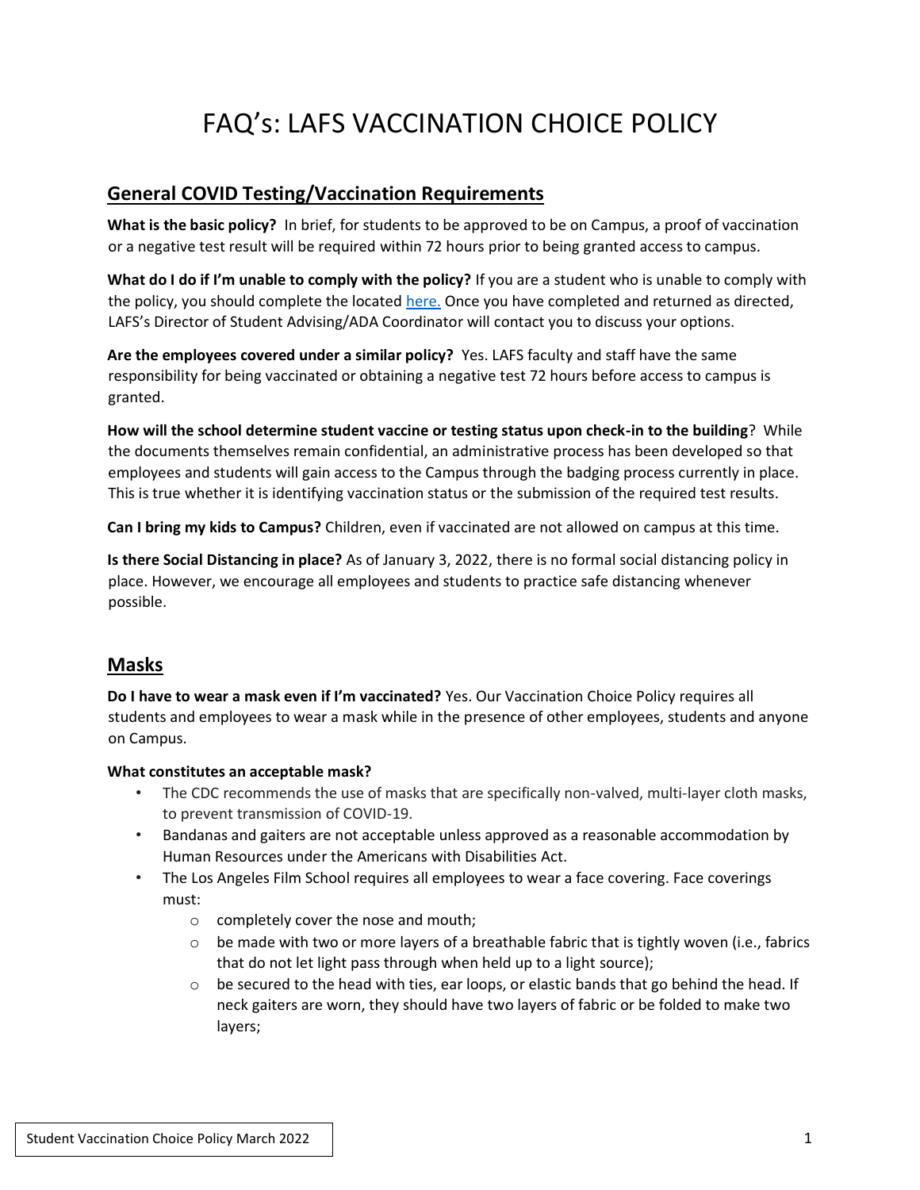# FAQ's: LAFS VACCINATION CHOICE POLICY

## General COVID Testing/Vaccination Requirements

**What is the basic policy?** In brief, for students to be approved to be on Campus, a proof of vaccination or a negative test result will be required within 72 hours prior to being granted access to campus.

**What do I do if I'm unable to comply with the policy?** If you are a student who is unable to comply with the policy, you should complete the located [here.](#) Once you have completed and returned as directed, LAFS's Director of Student Advising/ADA Coordinator will contact you to discuss your options.

**Are the employees covered under a similar policy?** Yes. LAFS faculty and staff have the same responsibility for being vaccinated or obtaining a negative test 72 hours before access to campus is granted.

**How will the school determine student vaccine or testing status upon check-in to the building**? While the documents themselves remain confidential, an administrative process has been developed so that employees and students will gain access to the Campus through the badging process currently in place. This is true whether it is identifying vaccination status or the submission of the required test results.

**Can I bring my kids to Campus?** Children, even if vaccinated are not allowed on campus at this time.

**Is there Social Distancing in place?** As of January 3, 2022, there is no formal social distancing policy in place. However, we encourage all employees and students to practice safe distancing whenever possible.

## Masks

**Do I have to wear a mask even if I'm vaccinated?** Yes. Our Vaccination Choice Policy requires all students and employees to wear a mask while in the presence of other employees, students and anyone on Campus.

**What constitutes an acceptable mask?**

- The CDC recommends the use of masks that are specifically non-valved, multi-layer cloth masks, to prevent transmission of COVID-19.
- Bandanas and gaiters are not acceptable unless approved as a reasonable accommodation by Human Resources under the Americans with Disabilities Act.
- The Los Angeles Film School requires all employees to wear a face covering. Face coverings must:
  - completely cover the nose and mouth;
  - be made with two or more layers of a breathable fabric that is tightly woven (i.e., fabrics that do not let light pass through when held up to a light source);
  - be secured to the head with ties, ear loops, or elastic bands that go behind the head. If neck gaiters are worn, they should have two layers of fabric or be folded to make two layers;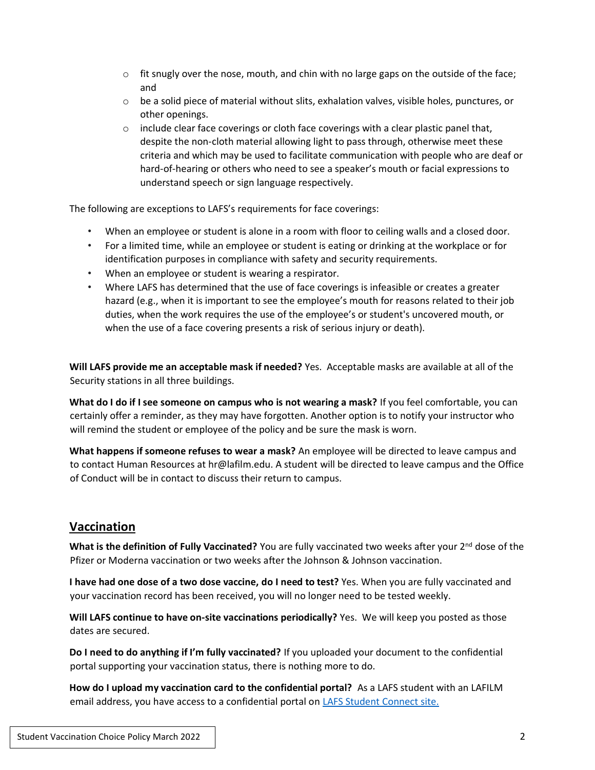- fit snugly over the nose, mouth, and chin with no large gaps on the outside of the face; and
  - be a solid piece of material without slits, exhalation valves, visible holes, punctures, or other openings.
  - include clear face coverings or cloth face coverings with a clear plastic panel that, despite the non-cloth material allowing light to pass through, otherwise meet these criteria and which may be used to facilitate communication with people who are deaf or hard-of-hearing or others who need to see a speaker's mouth or facial expressions to understand speech or sign language respectively.

The following are exceptions to LAFS's requirements for face coverings:

- When an employee or student is alone in a room with floor to ceiling walls and a closed door.
- For a limited time, while an employee or student is eating or drinking at the workplace or for identification purposes in compliance with safety and security requirements.
- When an employee or student is wearing a respirator.
- Where LAFS has determined that the use of face coverings is infeasible or creates a greater hazard (e.g., when it is important to see the employee's mouth for reasons related to their job duties, when the work requires the use of the employee's or student's uncovered mouth, or when the use of a face covering presents a risk of serious injury or death).

**Will LAFS provide me an acceptable mask if needed?** Yes. Acceptable masks are available at all of the Security stations in all three buildings.

**What do I do if I see someone on campus who is not wearing a mask?** If you feel comfortable, you can certainly offer a reminder, as they may have forgotten. Another option is to notify your instructor who will remind the student or employee of the policy and be sure the mask is worn.

**What happens if someone refuses to wear a mask?** An employee will be directed to leave campus and to contact Human Resources at hr@lafilm.edu. A student will be directed to leave campus and the Office of Conduct will be in contact to discuss their return to campus.

## Vaccination

**What is the definition of Fully Vaccinated?** You are fully vaccinated two weeks after your 2nd dose of the Pfizer or Moderna vaccination or two weeks after the Johnson & Johnson vaccination.

**I have had one dose of a two dose vaccine, do I need to test?** Yes. When you are fully vaccinated and your vaccination record has been received, you will no longer need to be tested weekly.

**Will LAFS continue to have on-site vaccinations periodically?** Yes. We will keep you posted as those dates are secured.

**Do I need to do anything if I'm fully vaccinated?** If you uploaded your document to the confidential portal supporting your vaccination status, there is nothing more to do.

**How do I upload my vaccination card to the confidential portal?** As a LAFS student with an LAFILM email address, you have access to a confidential portal on LAFS Student Connect site.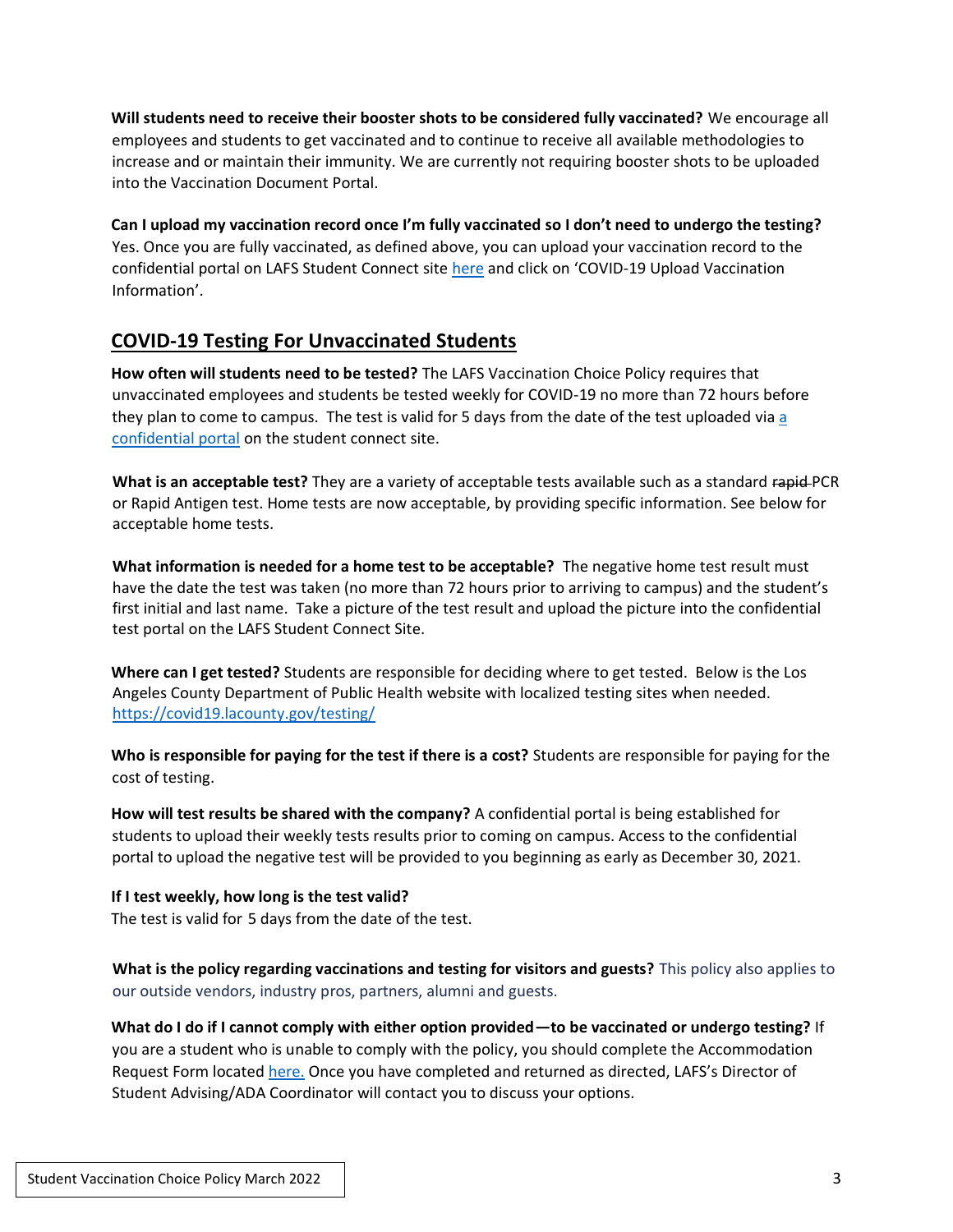**Will students need to receive their booster shots to be considered fully vaccinated?** We encourage all employees and students to get vaccinated and to continue to receive all available methodologies to increase and or maintain their immunity. We are currently not requiring booster shots to be uploaded into the Vaccination Document Portal.

**Can I upload my vaccination record once I'm fully vaccinated so I don't need to undergo the testing?** Yes. Once you are fully vaccinated, as defined above, you can upload your vaccination record to the confidential portal on LAFS Student Connect site here and click on 'COVID-19 Upload Vaccination Information'.

## COVID-19 Testing For Unvaccinated Students

**How often will students need to be tested?** The LAFS Vaccination Choice Policy requires that unvaccinated employees and students be tested weekly for COVID-19 no more than 72 hours before they plan to come to campus. The test is valid for 5 days from the date of the test uploaded via a confidential portal on the student connect site.

**What is an acceptable test?** They are a variety of acceptable tests available such as a standard ~~rapid~~ PCR or Rapid Antigen test. Home tests are now acceptable, by providing specific information. See below for acceptable home tests.

**What information is needed for a home test to be acceptable?** The negative home test result must have the date the test was taken (no more than 72 hours prior to arriving to campus) and the student's first initial and last name. Take a picture of the test result and upload the picture into the confidential test portal on the LAFS Student Connect Site.

**Where can I get tested?** Students are responsible for deciding where to get tested. Below is the Los Angeles County Department of Public Health website with localized testing sites when needed. https://covid19.lacounty.gov/testing/

**Who is responsible for paying for the test if there is a cost?** Students are responsible for paying for the cost of testing.

**How will test results be shared with the company?** A confidential portal is being established for students to upload their weekly tests results prior to coming on campus. Access to the confidential portal to upload the negative test will be provided to you beginning as early as December 30, 2021.

**If I test weekly, how long is the test valid?**
The test is valid for 5 days from the date of the test.

**What is the policy regarding vaccinations and testing for visitors and guests?** This policy also applies to our outside vendors, industry pros, partners, alumni and guests.

**What do I do if I cannot comply with either option provided—to be vaccinated or undergo testing?** If you are a student who is unable to comply with the policy, you should complete the Accommodation Request Form located here. Once you have completed and returned as directed, LAFS's Director of Student Advising/ADA Coordinator will contact you to discuss your options.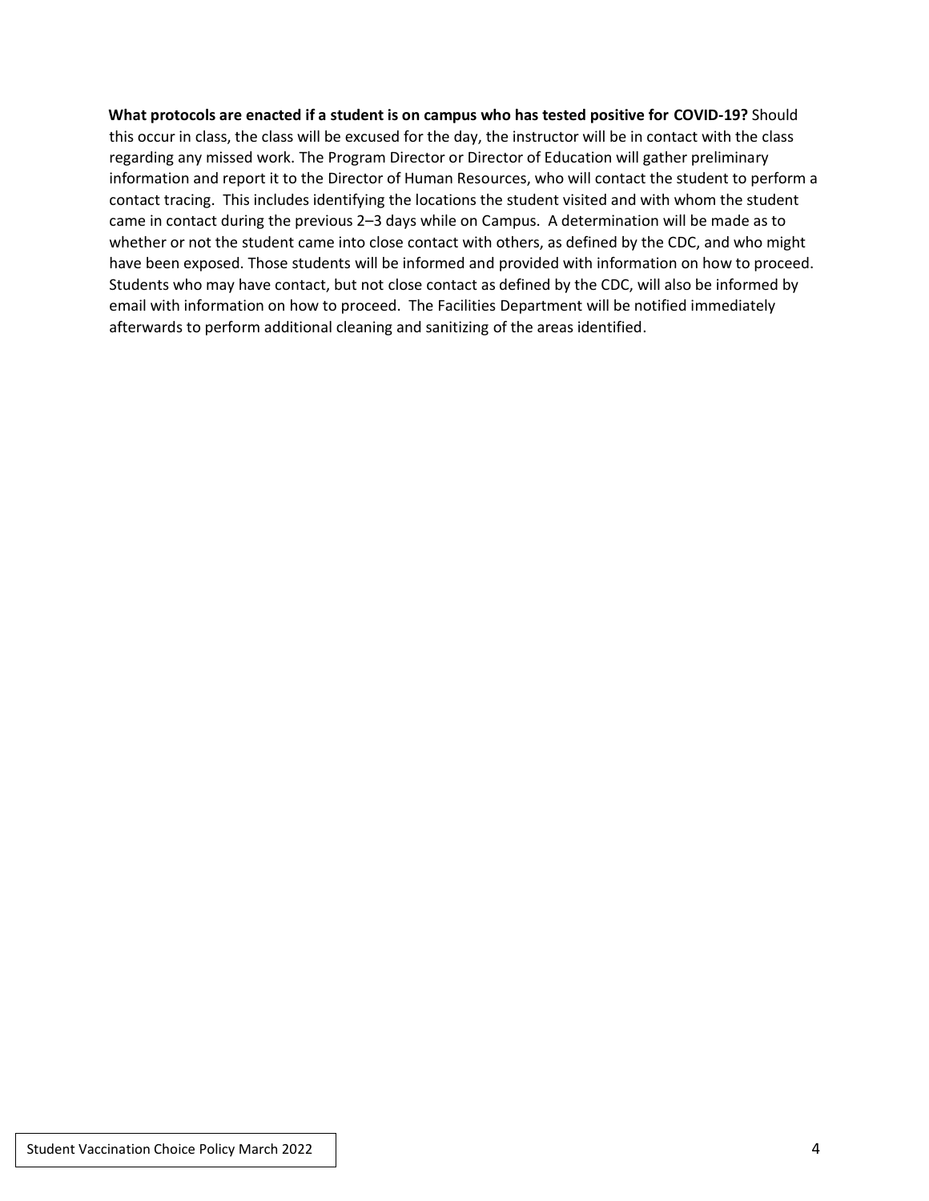**What protocols are enacted if a student is on campus who has tested positive for COVID-19?** Should this occur in class, the class will be excused for the day, the instructor will be in contact with the class regarding any missed work. The Program Director or Director of Education will gather preliminary information and report it to the Director of Human Resources, who will contact the student to perform a contact tracing. This includes identifying the locations the student visited and with whom the student came in contact during the previous 2–3 days while on Campus. A determination will be made as to whether or not the student came into close contact with others, as defined by the CDC, and who might have been exposed. Those students will be informed and provided with information on how to proceed. Students who may have contact, but not close contact as defined by the CDC, will also be informed by email with information on how to proceed. The Facilities Department will be notified immediately afterwards to perform additional cleaning and sanitizing of the areas identified.